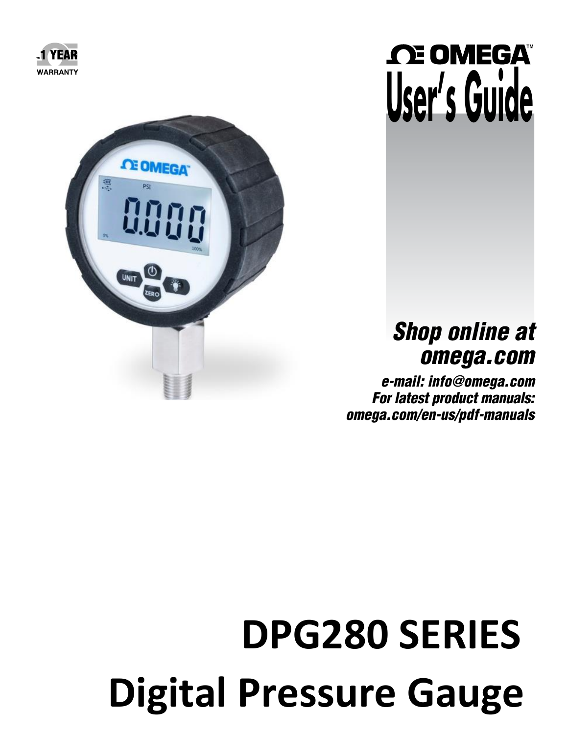1 YEAR WARRANTY

OMEGA™

# User's Guide

***Shop online at omega.com***

***e-mail: info@omega.com***
***For latest product manuals:***
***omega.com/en-us/pdf-manuals***

# DPG280 SERIES

# Digital Pressure Gauge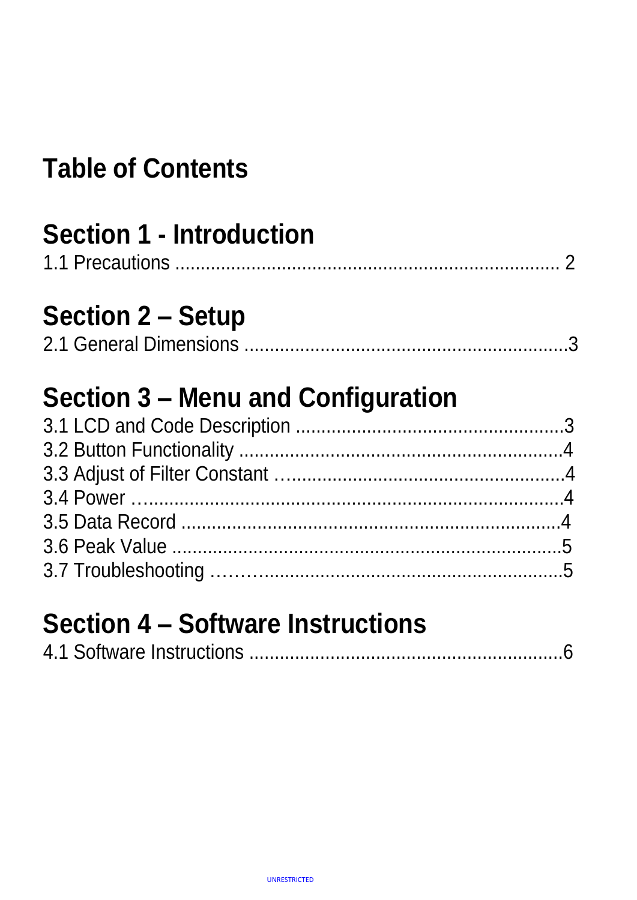# Table of Contents

## Section 1 - Introduction

1.1 Precautions .......................................................................... 2

## Section 2 – Setup

2.1 General Dimensions ...............................................................3

## Section 3 – Menu and Configuration

3.1 LCD and Code Description .....................................................3
3.2 Button Functionality ................................................................4
3.3 Adjust of Filter Constant ……...................................................4
3.4 Power …....................................................................................4
3.5 Data Record .............................................................................4
3.6 Peak Value ...............................................................................5
3.7 Troubleshooting ………..............................................................5

## Section 4 – Software Instructions

4.1 Software Instructions ...............................................................6

UNRESTRICTED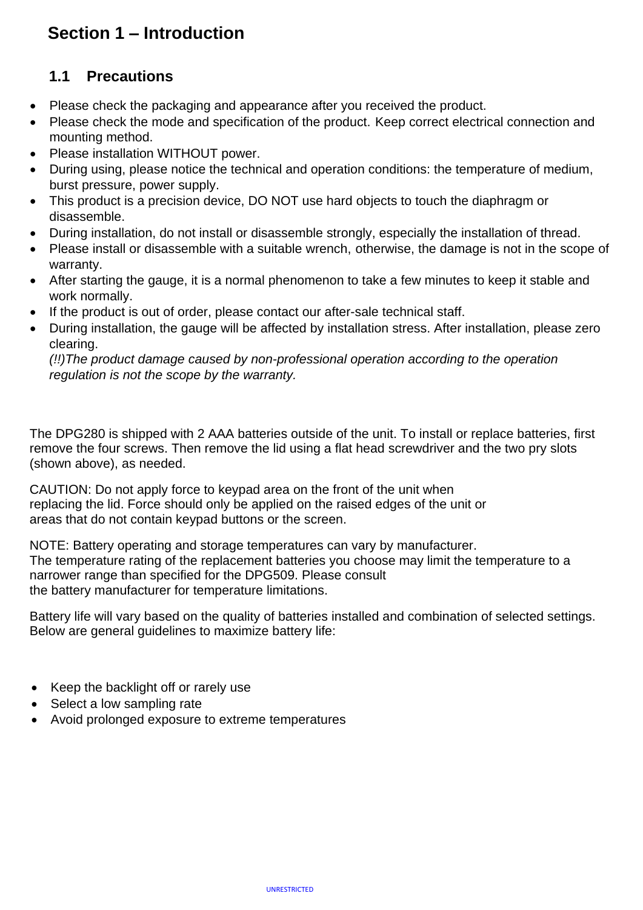# Section 1 – Introduction

## 1.1 Precautions

- Please check the packaging and appearance after you received the product.
- Please check the mode and specification of the product. Keep correct electrical connection and mounting method.
- Please installation WITHOUT power.
- During using, please notice the technical and operation conditions: the temperature of medium, burst pressure, power supply.
- This product is a precision device, DO NOT use hard objects to touch the diaphragm or disassemble.
- During installation, do not install or disassemble strongly, especially the installation of thread.
- Please install or disassemble with a suitable wrench, otherwise, the damage is not in the scope of warranty.
- After starting the gauge, it is a normal phenomenon to take a few minutes to keep it stable and work normally.
- If the product is out of order, please contact our after-sale technical staff.
- During installation, the gauge will be affected by installation stress. After installation, please zero clearing.
  *(!!)The product damage caused by non-professional operation according to the operation regulation is not the scope by the warranty.*

The DPG280 is shipped with 2 AAA batteries outside of the unit. To install or replace batteries, first remove the four screws. Then remove the lid using a flat head screwdriver and the two pry slots (shown above), as needed.

CAUTION: Do not apply force to keypad area on the front of the unit when replacing the lid. Force should only be applied on the raised edges of the unit or areas that do not contain keypad buttons or the screen.

NOTE: Battery operating and storage temperatures can vary by manufacturer. The temperature rating of the replacement batteries you choose may limit the temperature to a narrower range than specified for the DPG509. Please consult the battery manufacturer for temperature limitations.

Battery life will vary based on the quality of batteries installed and combination of selected settings. Below are general guidelines to maximize battery life:

- Keep the backlight off or rarely use
- Select a low sampling rate
- Avoid prolonged exposure to extreme temperatures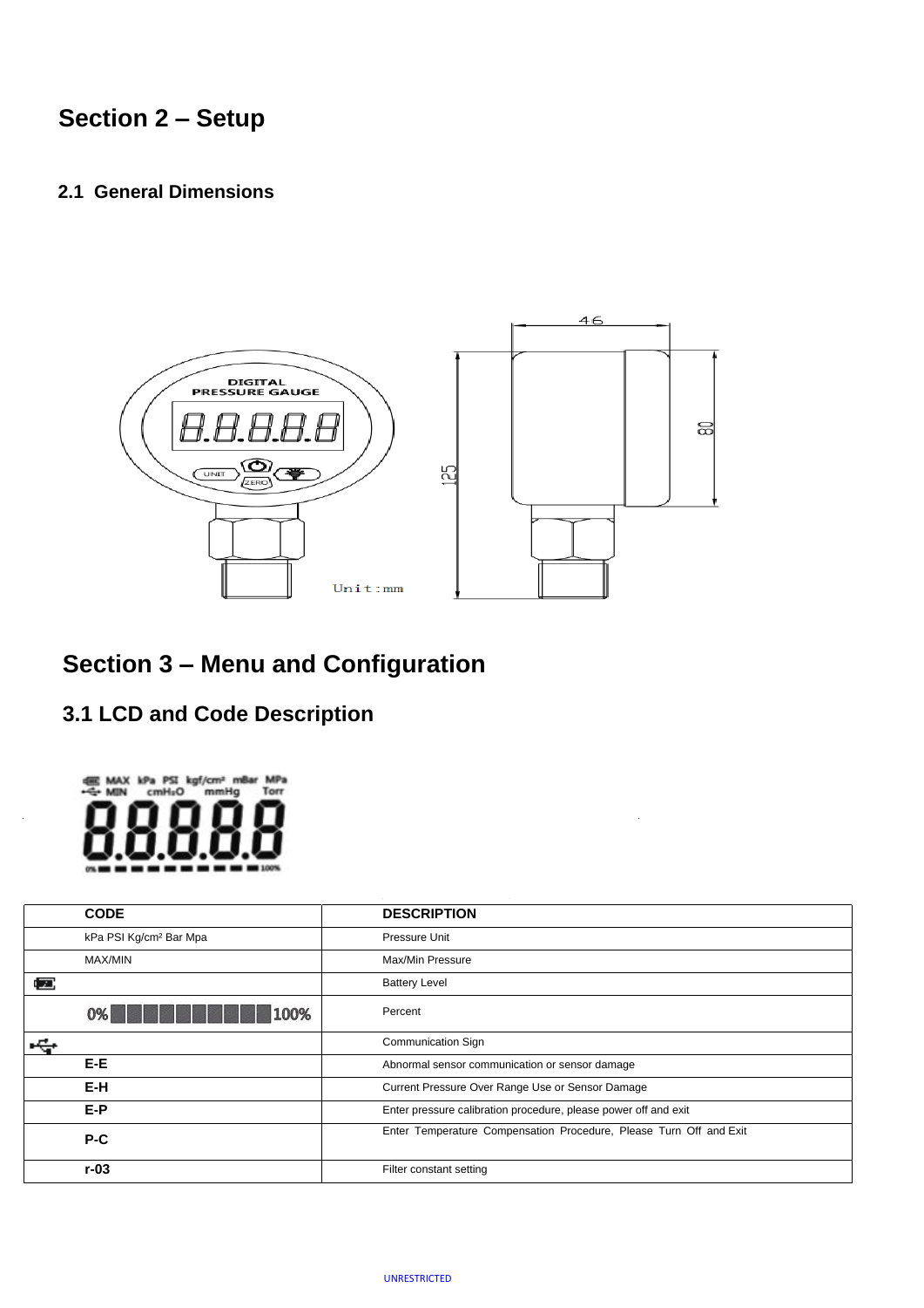## Section 2 – Setup

### 2.1 General Dimensions

Unit：mm

## Section 3 – Menu and Configuration

### 3.1 LCD and Code Description

| CODE | DESCRIPTION |
|---|---|
| kPa PSI Kg/cm² Bar Mpa | Pressure Unit |
| MAX/MIN | Max/Min Pressure |
| (battery icon) | Battery Level |
| 0% ▮▮▮▮▮▮▮▮▮▮ 100% | Percent |
| (USB icon) | Communication Sign |
| **E-E** | Abnormal sensor communication or sensor damage |
| **E-H** | Current Pressure Over Range Use or Sensor Damage |
| **E-P** | Enter pressure calibration procedure, please power off and exit |
| **P-C** | Enter Temperature Compensation Procedure, Please Turn Off and Exit |
| **r-03** | Filter constant setting |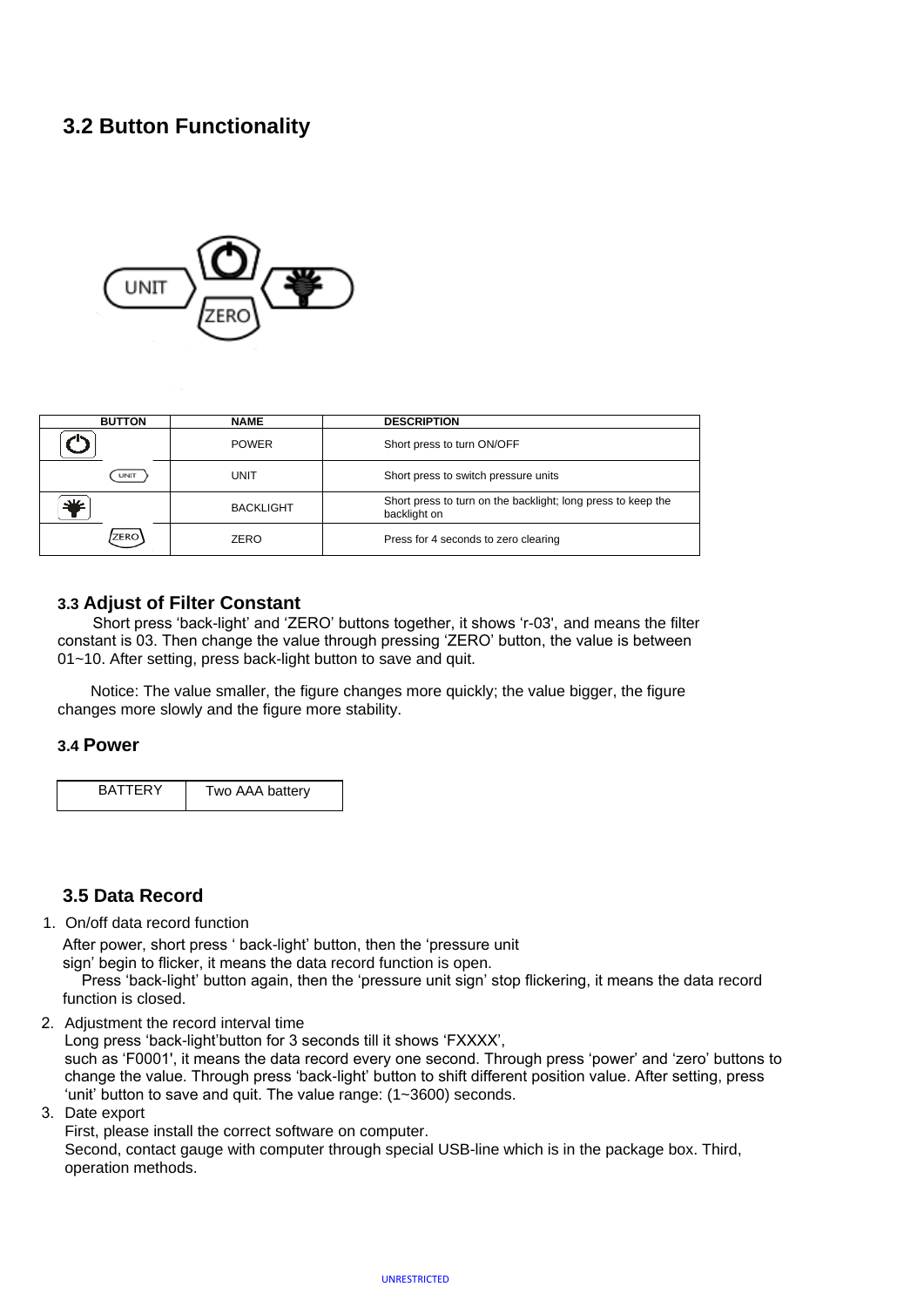## 3.2 Button Functionality

| BUTTON | NAME | DESCRIPTION |
|---|---|---|
| | POWER | Short press to turn ON/OFF |
| | UNIT | Short press to switch pressure units |
| | BACKLIGHT | Short press to turn on the backlight; long press to keep the backlight on |
| | ZERO | Press for 4 seconds to zero clearing |

### 3.3 Adjust of Filter Constant

Short press 'back-light' and 'ZERO' buttons together, it shows 'r-03', and means the filter constant is 03. Then change the value through pressing 'ZERO' button, the value is between 01~10. After setting, press back-light button to save and quit.

Notice: The value smaller, the figure changes more quickly; the value bigger, the figure changes more slowly and the figure more stability.

### 3.4 Power

| BATTERY | Two AAA battery |
|---|---|

### 3.5 Data Record

1. On/off data record function

   After power, short press ' back-light' button, then the 'pressure unit sign' begin to flicker, it means the data record function is open.
   Press 'back-light' button again, then the 'pressure unit sign' stop flickering, it means the data record function is closed.

2. Adjustment the record interval time
   Long press 'back-light'button for 3 seconds till it shows 'FXXXX', such as 'F0001', it means the data record every one second. Through press 'power' and 'zero' buttons to change the value. Through press 'back-light' button to shift different position value. After setting, press 'unit' button to save and quit. The value range: (1~3600) seconds.

3. Date export
   First, please install the correct software on computer.
   Second, contact gauge with computer through special USB-line which is in the package box. Third, operation methods.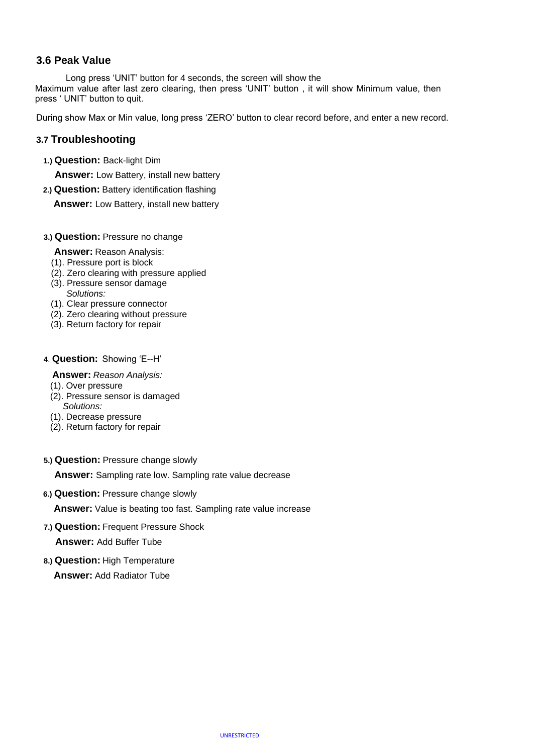### 3.6 Peak Value

Long press 'UNIT' button for 4 seconds, the screen will show the Maximum value after last zero clearing, then press 'UNIT' button , it will show Minimum value, then press ' UNIT' button to quit.

During show Max or Min value, long press 'ZERO' button to clear record before, and enter a new record.

### 3.7 Troubleshooting

1.) **Question:** Back-light Dim

**Answer:** Low Battery, install new battery

2.) **Question:** Battery identification flashing

**Answer:** Low Battery, install new battery

3.) **Question:** Pressure no change

**Answer:** Reason Analysis:

(1). Pressure port is block
(2). Zero clearing with pressure applied
(3). Pressure sensor damage

*Solutions:*

(1). Clear pressure connector
(2). Zero clearing without pressure
(3). Return factory for repair

4. **Question:** Showing 'E--H'

**Answer:** *Reason Analysis:*

(1). Over pressure
(2). Pressure sensor is damaged

*Solutions:*

(1). Decrease pressure
(2). Return factory for repair

5.) **Question:** Pressure change slowly

**Answer:** Sampling rate low. Sampling rate value decrease

6.) **Question:** Pressure change slowly

**Answer:** Value is beating too fast. Sampling rate value increase

7.) **Question:** Frequent Pressure Shock

**Answer:** Add Buffer Tube

8.) **Question:** High Temperature

**Answer:** Add Radiator Tube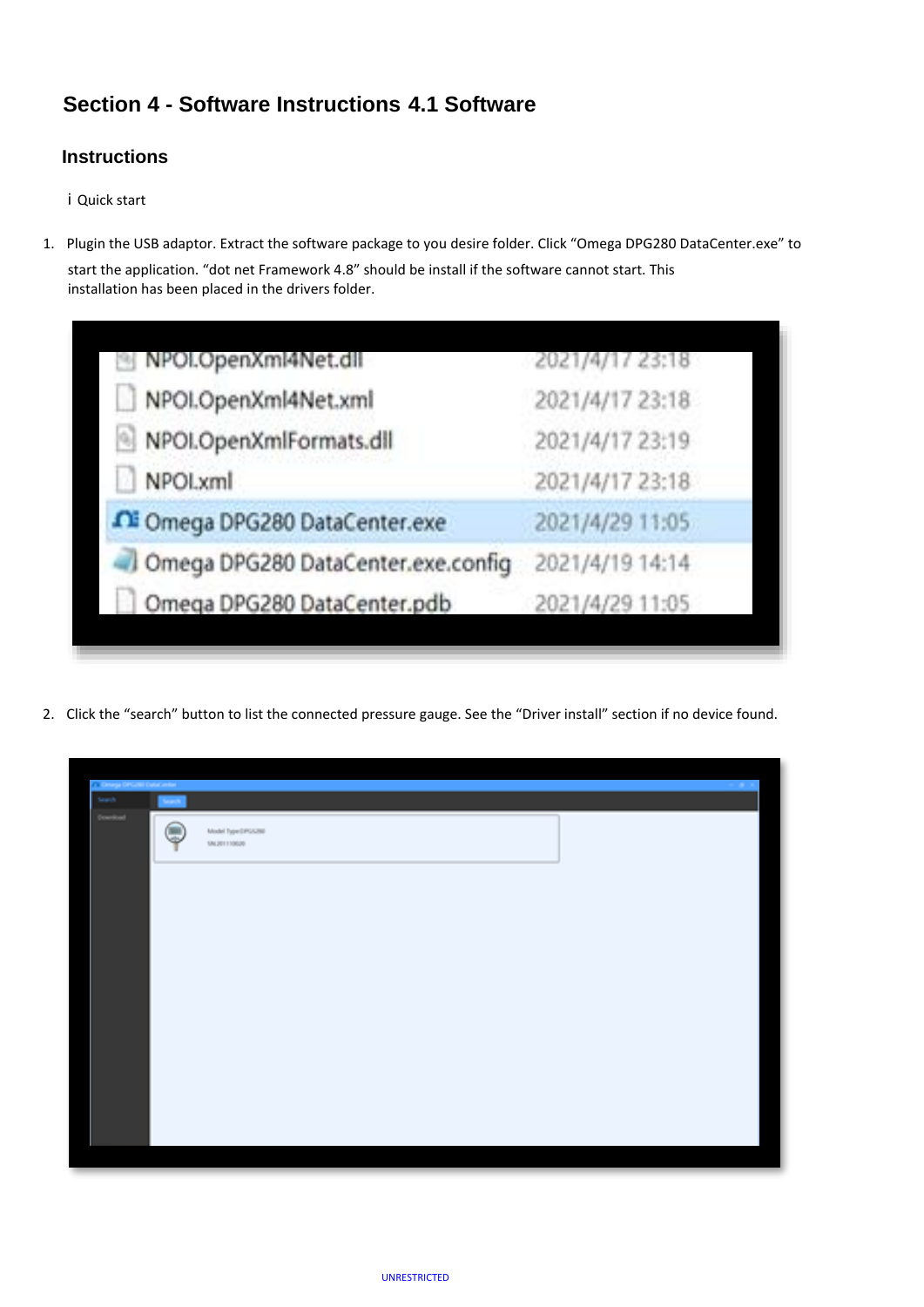## Section 4 - Software Instructions 4.1 Software

### Instructions

i Quick start

1. Plugin the USB adaptor. Extract the software package to you desire folder. Click "Omega DPG280 DataCenter.exe" to start the application. "dot net Framework 4.8" should be install if the software cannot start. This installation has been placed in the drivers folder.

2. Click the "search" button to list the connected pressure gauge. See the "Driver install" section if no device found.

UNRESTRICTED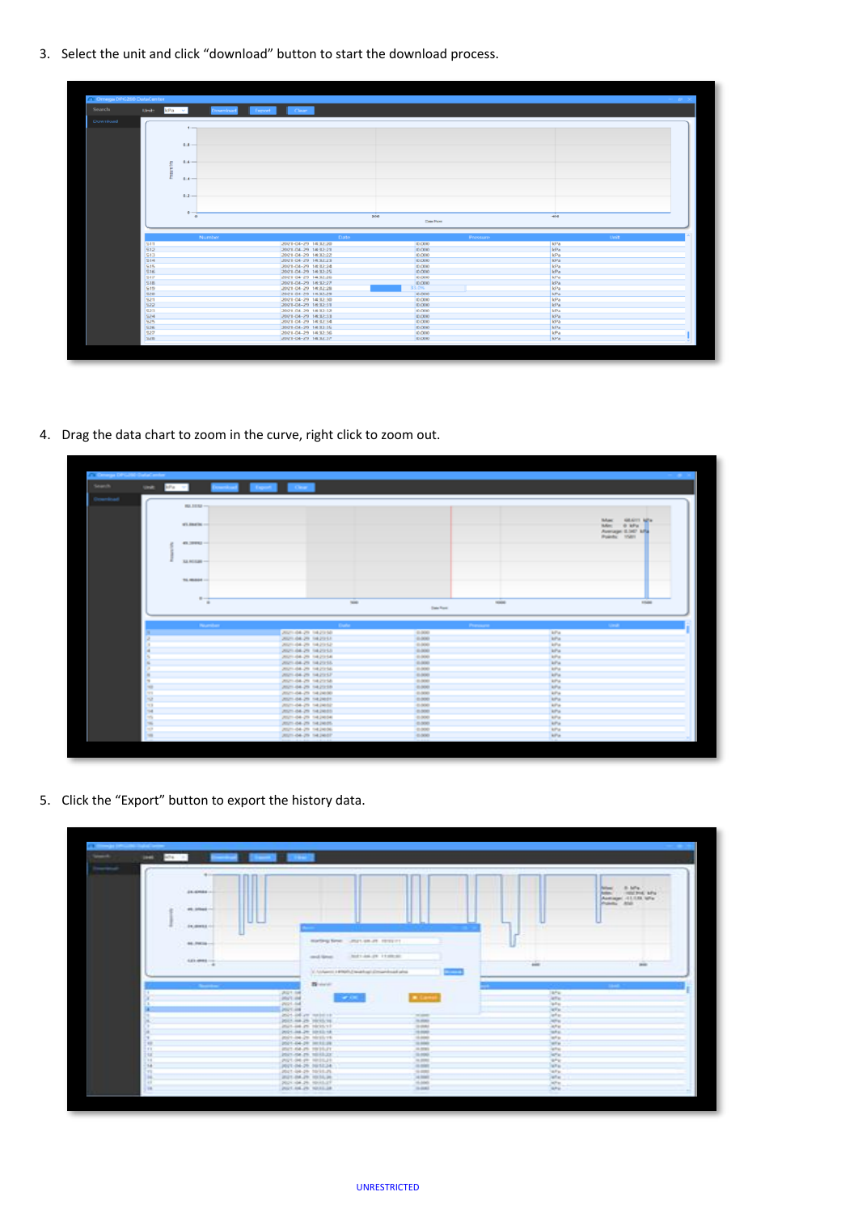3. Select the unit and click “download” button to start the download process.

4. Drag the data chart to zoom in the curve, right click to zoom out.

5. Click the “Export” button to export the history data.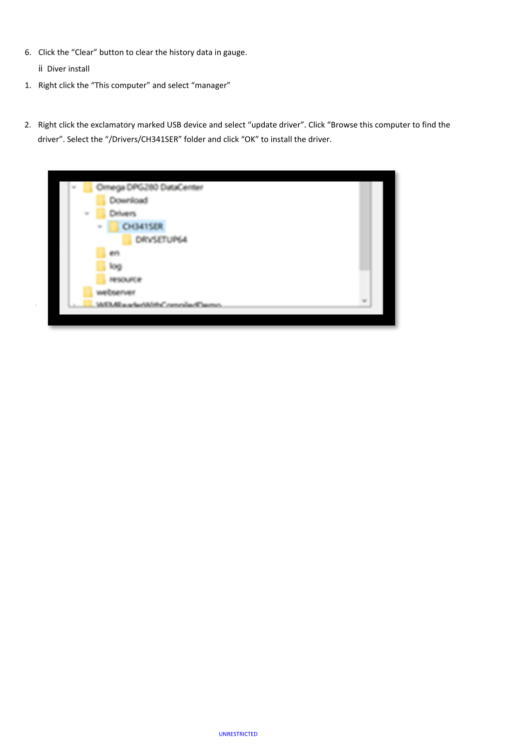6. Click the “Clear” button to clear the history data in gauge.

ⅱ Diver install

1. Right click the “This computer” and select “manager”

2. Right click the exclamatory marked USB device and select “update driver”. Click “Browse this computer to find the driver”. Select the “/Drivers/CH341SER” folder and click “OK” to install the driver.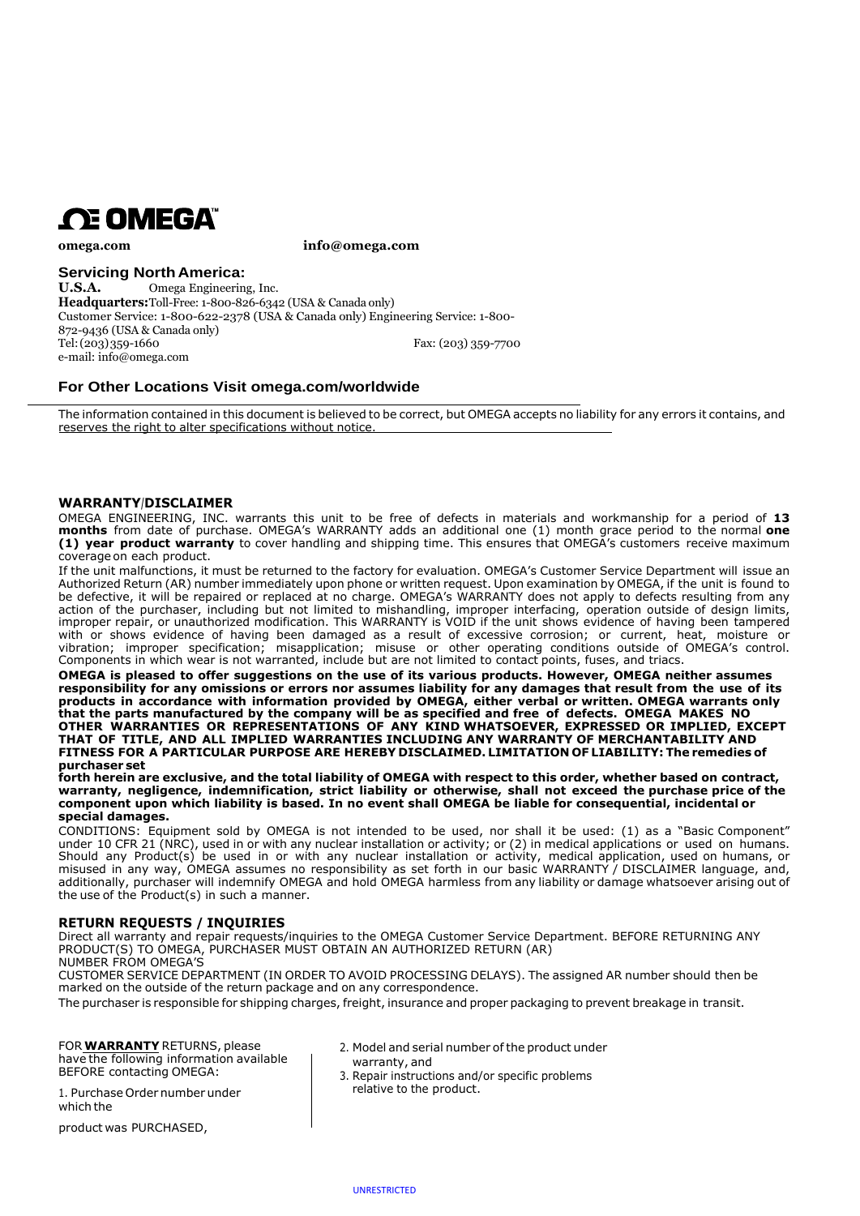**OMEGA**™

**omega.com** **info@omega.com**

## Servicing North America:

**U.S.A.** Omega Engineering, Inc.
**Headquarters:** Toll-Free: 1-800-826-6342 (USA & Canada only)
Customer Service: 1-800-622-2378 (USA & Canada only) Engineering Service: 1-800-872-9436 (USA & Canada only)
Tel: (203) 359-1660 Fax: (203) 359-7700
e-mail: info@omega.com

## For Other Locations Visit omega.com/worldwide

The information contained in this document is believed to be correct, but OMEGA accepts no liability for any errors it contains, and reserves the right to alter specifications without notice.

### WARRANTY/DISCLAIMER

OMEGA ENGINEERING, INC. warrants this unit to be free of defects in materials and workmanship for a period of **13 months** from date of purchase. OMEGA's WARRANTY adds an additional one (1) month grace period to the normal **one (1) year product warranty** to cover handling and shipping time. This ensures that OMEGA's customers receive maximum coverage on each product.

If the unit malfunctions, it must be returned to the factory for evaluation. OMEGA's Customer Service Department will issue an Authorized Return (AR) number immediately upon phone or written request. Upon examination by OMEGA, if the unit is found to be defective, it will be repaired or replaced at no charge. OMEGA's WARRANTY does not apply to defects resulting from any action of the purchaser, including but not limited to mishandling, improper interfacing, operation outside of design limits, improper repair, or unauthorized modification. This WARRANTY is VOID if the unit shows evidence of having been tampered with or shows evidence of having been damaged as a result of excessive corrosion; or current, heat, moisture or vibration; improper specification; misapplication; misuse or other operating conditions outside of OMEGA's control. Components in which wear is not warranted, include but are not limited to contact points, fuses, and triacs.

**OMEGA is pleased to offer suggestions on the use of its various products. However, OMEGA neither assumes responsibility for any omissions or errors nor assumes liability for any damages that result from the use of its products in accordance with information provided by OMEGA, either verbal or written. OMEGA warrants only that the parts manufactured by the company will be as specified and free of defects. OMEGA MAKES NO OTHER WARRANTIES OR REPRESENTATIONS OF ANY KIND WHATSOEVER, EXPRESSED OR IMPLIED, EXCEPT THAT OF TITLE, AND ALL IMPLIED WARRANTIES INCLUDING ANY WARRANTY OF MERCHANTABILITY AND FITNESS FOR A PARTICULAR PURPOSE ARE HEREBY DISCLAIMED. LIMITATION OF LIABILITY: The remedies of purchaser set forth herein are exclusive, and the total liability of OMEGA with respect to this order, whether based on contract, warranty, negligence, indemnification, strict liability or otherwise, shall not exceed the purchase price of the component upon which liability is based. In no event shall OMEGA be liable for consequential, incidental or special damages.**

CONDITIONS: Equipment sold by OMEGA is not intended to be used, nor shall it be used: (1) as a "Basic Component" under 10 CFR 21 (NRC), used in or with any nuclear installation or activity; or (2) in medical applications or used on humans. Should any Product(s) be used in or with any nuclear installation or activity, medical application, used on humans, or misused in any way, OMEGA assumes no responsibility as set forth in our basic WARRANTY / DISCLAIMER language, and, additionally, purchaser will indemnify OMEGA and hold OMEGA harmless from any liability or damage whatsoever arising out of the use of the Product(s) in such a manner.

### RETURN REQUESTS / INQUIRIES

Direct all warranty and repair requests/inquiries to the OMEGA Customer Service Department. BEFORE RETURNING ANY PRODUCT(S) TO OMEGA, PURCHASER MUST OBTAIN AN AUTHORIZED RETURN (AR) NUMBER FROM OMEGA'S CUSTOMER SERVICE DEPARTMENT (IN ORDER TO AVOID PROCESSING DELAYS). The assigned AR number should then be marked on the outside of the return package and on any correspondence.

The purchaser is responsible for shipping charges, freight, insurance and proper packaging to prevent breakage in transit.

FOR **WARRANTY** RETURNS, please have the following information available BEFORE contacting OMEGA:

1. Purchase Order number under which the product was PURCHASED,
2. Model and serial number of the product under warranty, and
3. Repair instructions and/or specific problems relative to the product.

UNRESTRICTED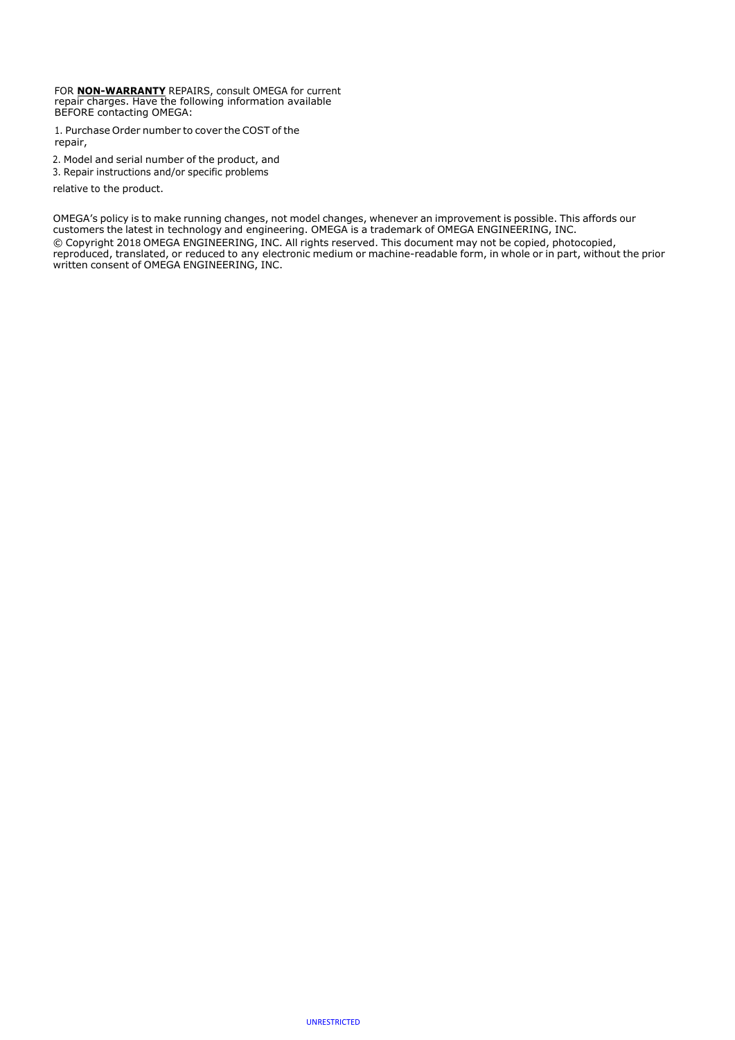FOR **NON-WARRANTY** REPAIRS, consult OMEGA for current repair charges. Have the following information available BEFORE contacting OMEGA:

1. Purchase Order number to cover the COST of the repair,
2. Model and serial number of the product, and
3. Repair instructions and/or specific problems

relative to the product.

OMEGA's policy is to make running changes, not model changes, whenever an improvement is possible. This affords our customers the latest in technology and engineering. OMEGA is a trademark of OMEGA ENGINEERING, INC.
© Copyright 2018 OMEGA ENGINEERING, INC. All rights reserved. This document may not be copied, photocopied, reproduced, translated, or reduced to any electronic medium or machine-readable form, in whole or in part, without the prior written consent of OMEGA ENGINEERING, INC.